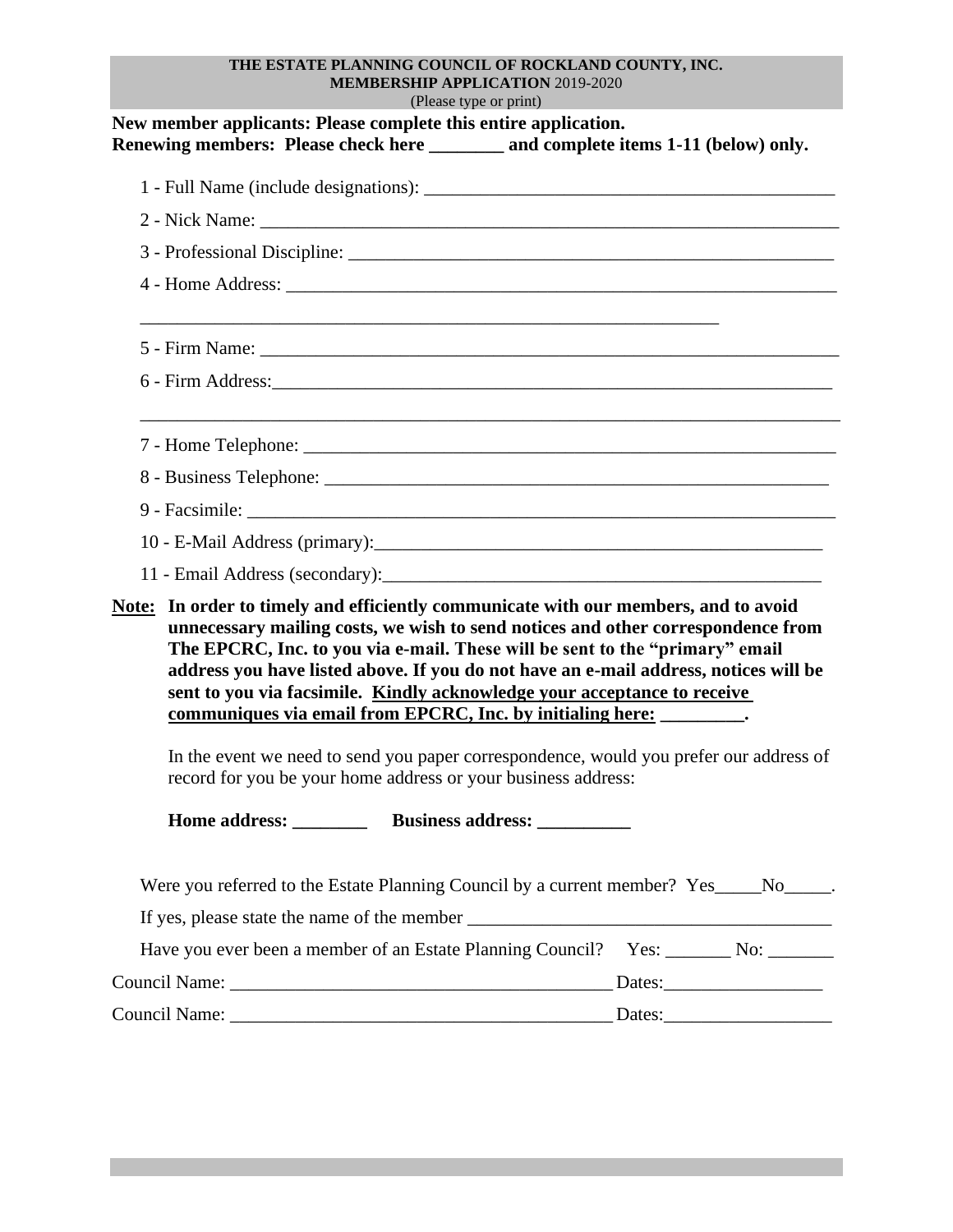**THE ESTATE PLANNING COUNCIL OF ROCKLAND COUNTY, INC.**
**MEMBERSHIP APPLICATION** 2019-2020
(Please type or print)

**New member applicants: Please complete this entire application.**
**Renewing members: Please check here ________ and complete items 1-11 (below) only.**

1 - Full Name (include designations): ____________________________________________

2 - Nick Name: ________________________________________________________________

3 - Professional Discipline: ____________________________________________________

4 - Home Address: _____________________________________________________________

_______________________________________________________________

5 - Firm Name: ________________________________________________________________

6 - Firm Address:______________________________________________________________

___________________________________________________________________________

7 - Home Telephone: ___________________________________________________________

8 - Business Telephone: ________________________________________________________

9 - Facsimile: _________________________________________________________________

10 - E-Mail Address (primary):__________________________________________________

11 - Email Address (secondary):_________________________________________________

**Note:** **In order to timely and efficiently communicate with our members, and to avoid unnecessary mailing costs, we wish to send notices and other correspondence from The EPCRC, Inc. to you via e-mail. These will be sent to the "primary" email address you have listed above. If you do not have an e-mail address, notices will be sent to you via facsimile. Kindly acknowledge your acceptance to receive communiques via email from EPCRC, Inc. by initialing here: _________.**

In the event we need to send you paper correspondence, would you prefer our address of record for you be your home address or your business address:

**Home address: ________ Business address: __________**

Were you referred to the Estate Planning Council by a current member? Yes_____No_____.

If yes, please state the name of the member ______________________________________

Have you ever been a member of an Estate Planning Council? Yes: _______ No: _______

Council Name: _________________________________________ Dates:_________________

Council Name: _________________________________________ Dates:__________________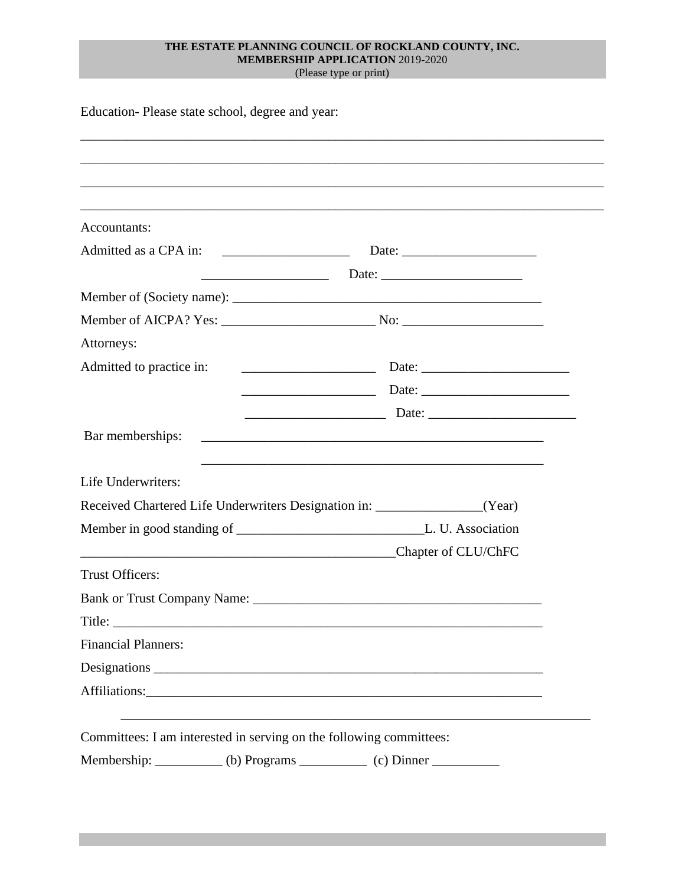**THE ESTATE PLANNING COUNCIL OF ROCKLAND COUNTY, INC.**
**MEMBERSHIP APPLICATION** 2019-2020
(Please type or print)

Education- Please state school, degree and year:

______________________________________________________________________________

______________________________________________________________________________

______________________________________________________________________________

______________________________________________________________________________

Accountants:

Admitted as a CPA in: ___________________ Date: ____________________

___________________ Date: _____________________

Member of (Society name): _____________________________________________

Member of AICPA? Yes: ______________________ No: ____________________

Attorneys:

Admitted to practice in: ____________________ Date: ______________________

____________________ Date: ______________________

_____________________ Date: ______________________

Bar memberships: ____________________________________________________

____________________________________________________

Life Underwriters:

Received Chartered Life Underwriters Designation in: _______________(Year)

Member in good standing of ___________________________L. U. Association

_________________________________________________Chapter of CLU/ChFC

Trust Officers:

Bank or Trust Company Name: __________________________________________

Title: ______________________________________________________________

Financial Planners:

Designations ________________________________________________________

Affiliations:_________________________________________________________

______________________________________________________________________

Committees: I am interested in serving on the following committees:

Membership: __________ (b) Programs __________ (c) Dinner __________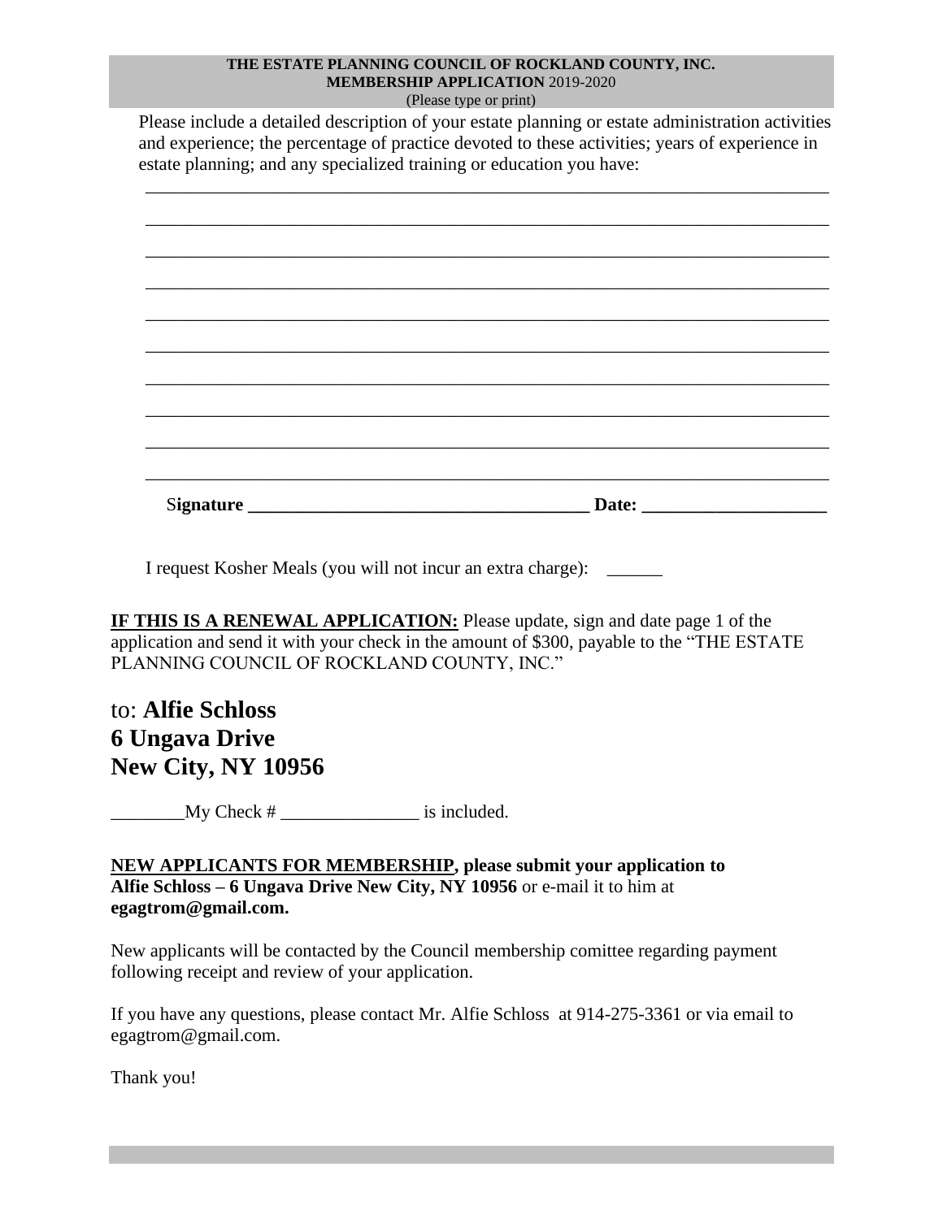**THE ESTATE PLANNING COUNCIL OF ROCKLAND COUNTY, INC.**
**MEMBERSHIP APPLICATION** 2019-2020
(Please type or print)

Please include a detailed description of your estate planning or estate administration activities and experience; the percentage of practice devoted to these activities; years of experience in estate planning; and any specialized training or education you have:

_____________________________________________________________________________

_____________________________________________________________________________

_____________________________________________________________________________

_____________________________________________________________________________

_____________________________________________________________________________

_____________________________________________________________________________

_____________________________________________________________________________

_____________________________________________________________________________

_____________________________________________________________________________

_____________________________________________________________________________

**Signature _____________________________________ Date: ____________________**

I request Kosher Meals (you will not incur an extra charge): ______

**IF THIS IS A RENEWAL APPLICATION:** Please update, sign and date page 1 of the application and send it with your check in the amount of $300, payable to the "THE ESTATE PLANNING COUNCIL OF ROCKLAND COUNTY, INC."

to: **Alfie Schloss**
**6 Ungava Drive**
**New City, NY 10956**

________My Check # _______________ is included.

**NEW APPLICANTS FOR MEMBERSHIP, please submit your application to Alfie Schloss – 6 Ungava Drive New City, NY 10956** or e-mail it to him at **egagtrom@gmail.com.**

New applicants will be contacted by the Council membership comittee regarding payment following receipt and review of your application.

If you have any questions, please contact Mr. Alfie Schloss at 914-275-3361 or via email to egagtrom@gmail.com.

Thank you!